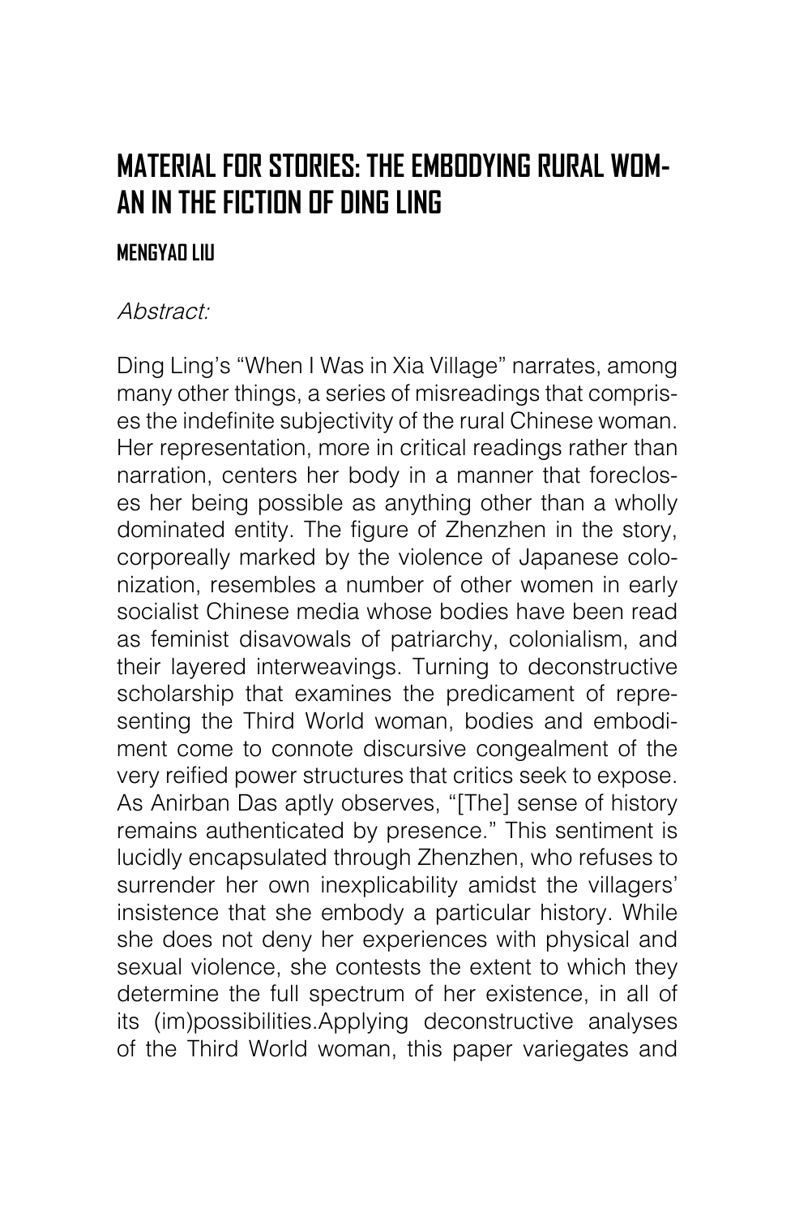# MATERIAL FOR STORIES: THE EMBODYING RURAL WOMAN IN THE FICTION OF DING LING

**MENGYAO LIU**

*Abstract:*

Ding Ling's "When I Was in Xia Village" narrates, among many other things, a series of misreadings that comprises the indefinite subjectivity of the rural Chinese woman. Her representation, more in critical readings rather than narration, centers her body in a manner that forecloses her being possible as anything other than a wholly dominated entity. The figure of Zhenzhen in the story, corporeally marked by the violence of Japanese colonization, resembles a number of other women in early socialist Chinese media whose bodies have been read as feminist disavowals of patriarchy, colonialism, and their layered interweavings. Turning to deconstructive scholarship that examines the predicament of representing the Third World woman, bodies and embodiment come to connote discursive congealment of the very reified power structures that critics seek to expose. As Anirban Das aptly observes, "[The] sense of history remains authenticated by presence." This sentiment is lucidly encapsulated through Zhenzhen, who refuses to surrender her own inexplicability amidst the villagers' insistence that she embody a particular history. While she does not deny her experiences with physical and sexual violence, she contests the extent to which they determine the full spectrum of her existence, in all of its (im)possibilities.Applying deconstructive analyses of the Third World woman, this paper variegates and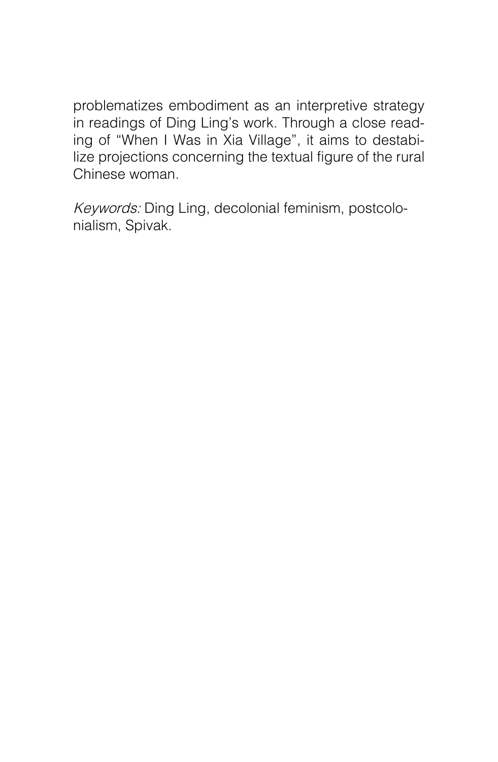problematizes embodiment as an interpretive strategy in readings of Ding Ling's work. Through a close reading of "When I Was in Xia Village", it aims to destabilize projections concerning the textual figure of the rural Chinese woman.

*Keywords:* Ding Ling, decolonial feminism, postcolonialism, Spivak.